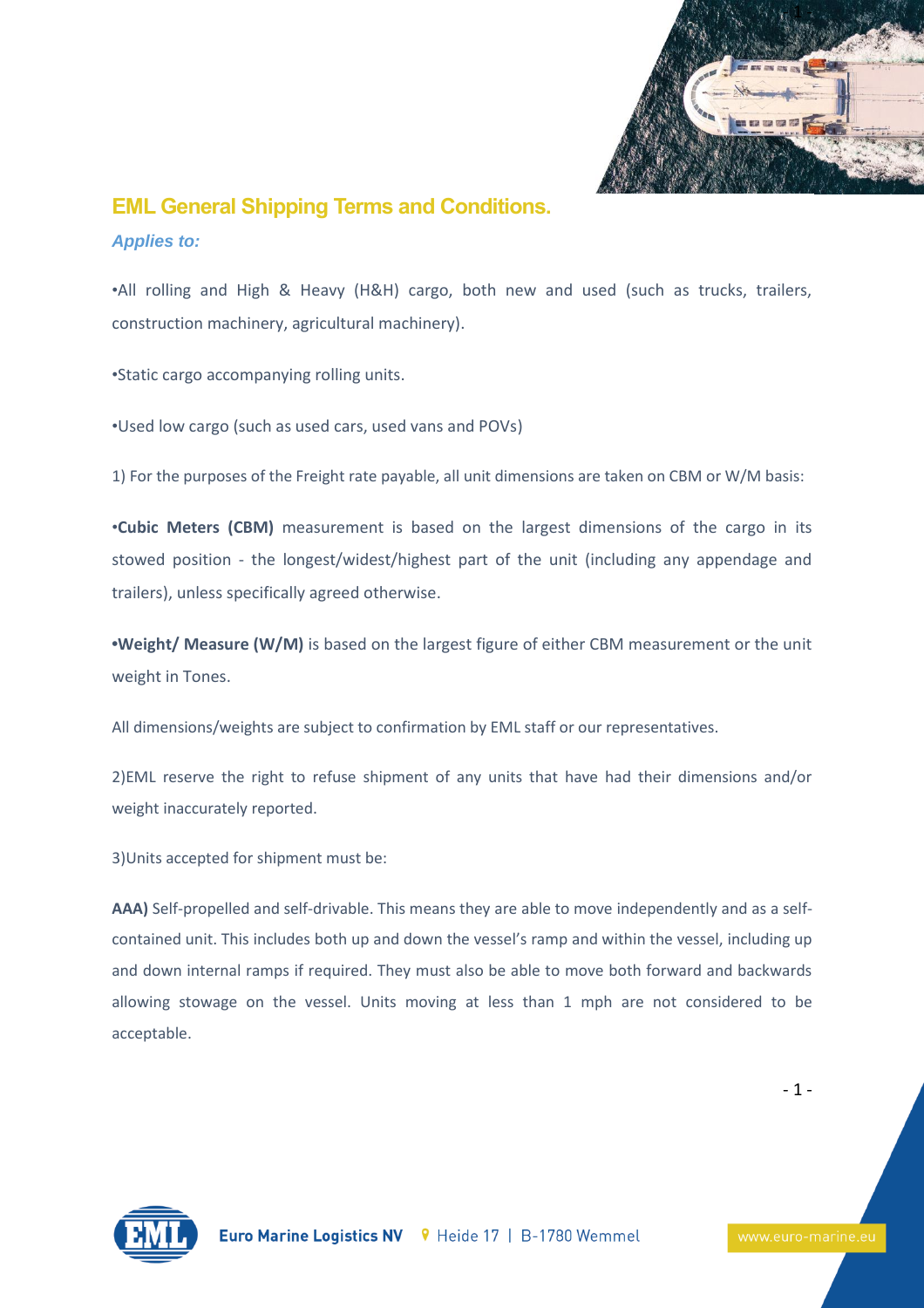# EML General Shipping Terms and Conditions.

***Applies to:***

•All rolling and High & Heavy (H&H) cargo, both new and used (such as trucks, trailers, construction machinery, agricultural machinery).

•Static cargo accompanying rolling units.

•Used low cargo (such as used cars, used vans and POVs)

1) For the purposes of the Freight rate payable, all unit dimensions are taken on CBM or W/M basis:

•**Cubic Meters (CBM)** measurement is based on the largest dimensions of the cargo in its stowed position - the longest/widest/highest part of the unit (including any appendage and trailers), unless specifically agreed otherwise.

**•Weight/ Measure (W/M)** is based on the largest figure of either CBM measurement or the unit weight in Tones.

All dimensions/weights are subject to confirmation by EML staff or our representatives.

2)EML reserve the right to refuse shipment of any units that have had their dimensions and/or weight inaccurately reported.

3)Units accepted for shipment must be:

**AAA)** Self-propelled and self-drivable. This means they are able to move independently and as a self-contained unit. This includes both up and down the vessel's ramp and within the vessel, including up and down internal ramps if required. They must also be able to move both forward and backwards allowing stowage on the vessel. Units moving at less than 1 mph are not considered to be acceptable.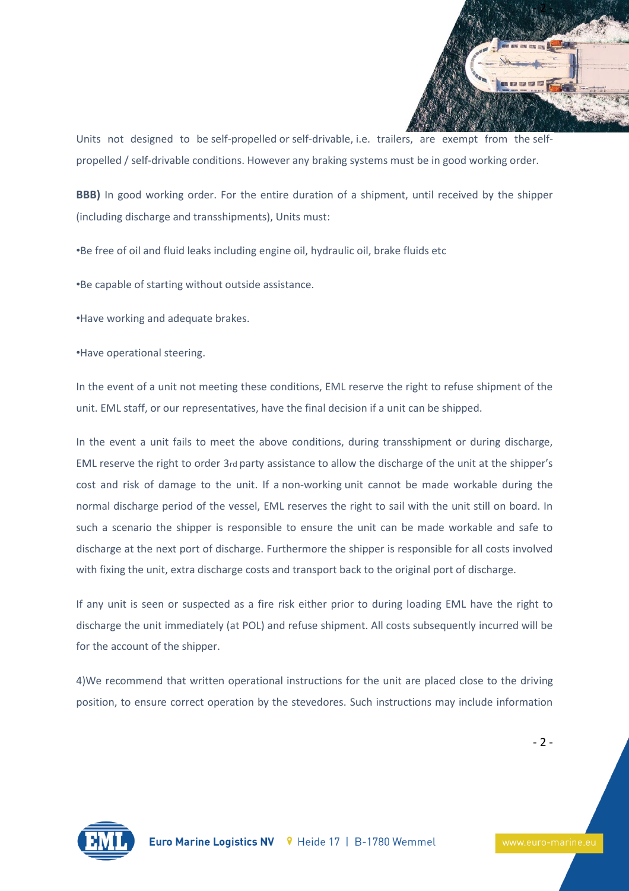Units not designed to be self-propelled or self-drivable, i.e. trailers, are exempt from the self-propelled / self-drivable conditions. However any braking systems must be in good working order.

**BBB)** In good working order. For the entire duration of a shipment, until received by the shipper (including discharge and transshipments), Units must:

•Be free of oil and fluid leaks including engine oil, hydraulic oil, brake fluids etc

•Be capable of starting without outside assistance.

•Have working and adequate brakes.

•Have operational steering.

In the event of a unit not meeting these conditions, EML reserve the right to refuse shipment of the unit. EML staff, or our representatives, have the final decision if a unit can be shipped.

In the event a unit fails to meet the above conditions, during transshipment or during discharge, EML reserve the right to order 3rd party assistance to allow the discharge of the unit at the shipper's cost and risk of damage to the unit. If a non-working unit cannot be made workable during the normal discharge period of the vessel, EML reserves the right to sail with the unit still on board. In such a scenario the shipper is responsible to ensure the unit can be made workable and safe to discharge at the next port of discharge. Furthermore the shipper is responsible for all costs involved with fixing the unit, extra discharge costs and transport back to the original port of discharge.

If any unit is seen or suspected as a fire risk either prior to during loading EML have the right to discharge the unit immediately (at POL) and refuse shipment. All costs subsequently incurred will be for the account of the shipper.

4)We recommend that written operational instructions for the unit are placed close to the driving position, to ensure correct operation by the stevedores. Such instructions may include information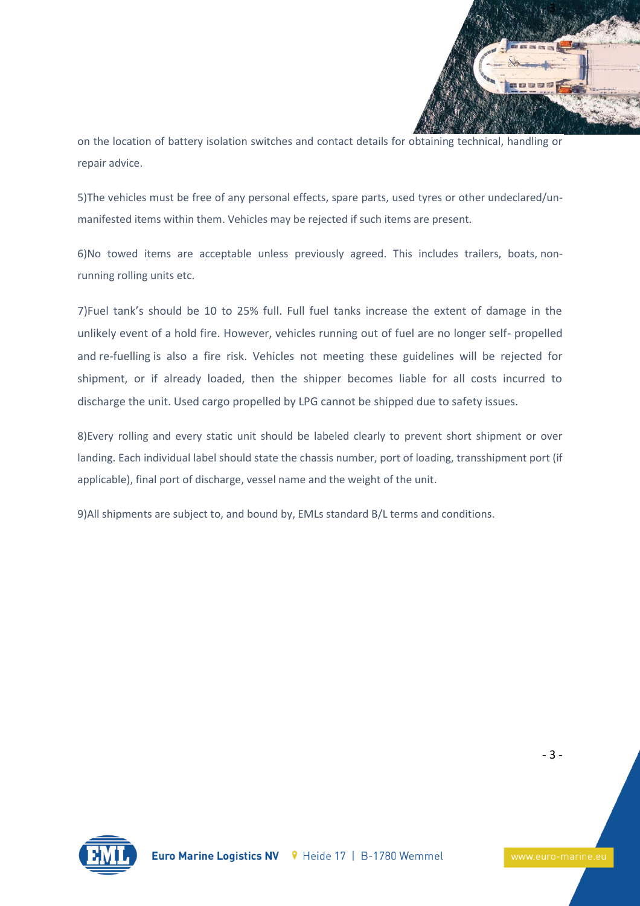on the location of battery isolation switches and contact details for obtaining technical, handling or repair advice.

5)The vehicles must be free of any personal effects, spare parts, used tyres or other undeclared/un-manifested items within them. Vehicles may be rejected if such items are present.

6)No towed items are acceptable unless previously agreed. This includes trailers, boats, non-running rolling units etc.

7)Fuel tank's should be 10 to 25% full. Full fuel tanks increase the extent of damage in the unlikely event of a hold fire. However, vehicles running out of fuel are no longer self- propelled and re-fuelling is also a fire risk. Vehicles not meeting these guidelines will be rejected for shipment, or if already loaded, then the shipper becomes liable for all costs incurred to discharge the unit. Used cargo propelled by LPG cannot be shipped due to safety issues.

8)Every rolling and every static unit should be labeled clearly to prevent short shipment or over landing. Each individual label should state the chassis number, port of loading, transshipment port (if applicable), final port of discharge, vessel name and the weight of the unit.

9)All shipments are subject to, and bound by, EMLs standard B/L terms and conditions.